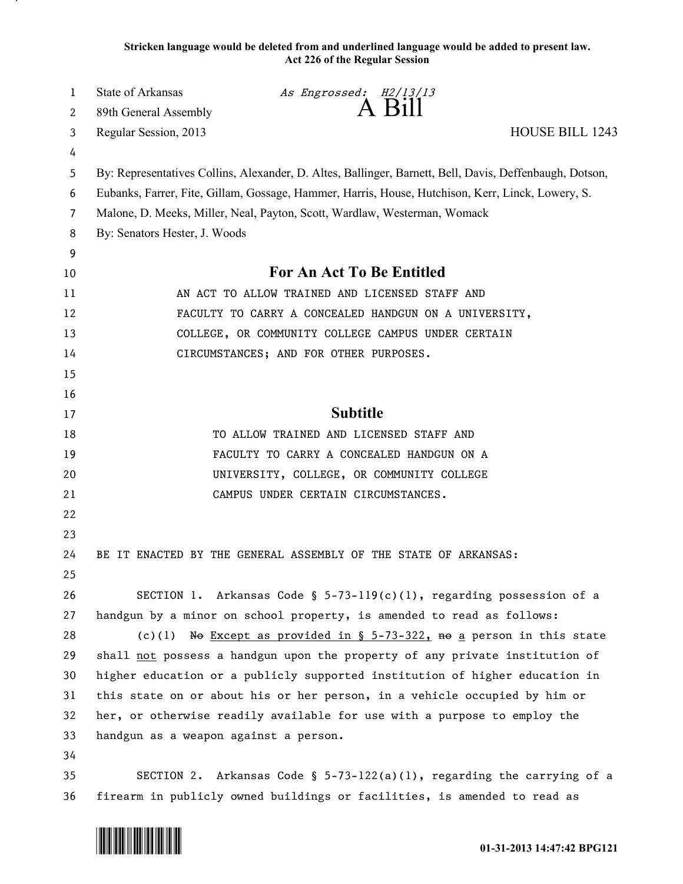**Stricken language would be deleted from and underlined language would be added to present law.**
**Act 226 of the Regular Session**

State of Arkansas *As Engrossed: H2/13/13*
89th General Assembly
# A Bill
Regular Session, 2013 HOUSE BILL 1243

By: Representatives Collins, Alexander, D. Altes, Ballinger, Barnett, Bell, Davis, Deffenbaugh, Dotson, Eubanks, Farrer, Fite, Gillam, Gossage, Hammer, Harris, House, Hutchison, Kerr, Linck, Lowery, S. Malone, D. Meeks, Miller, Neal, Payton, Scott, Wardlaw, Westerman, Womack
By: Senators Hester, J. Woods

## For An Act To Be Entitled

AN ACT TO ALLOW TRAINED AND LICENSED STAFF AND FACULTY TO CARRY A CONCEALED HANDGUN ON A UNIVERSITY, COLLEGE, OR COMMUNITY COLLEGE CAMPUS UNDER CERTAIN CIRCUMSTANCES; AND FOR OTHER PURPOSES.

## Subtitle

TO ALLOW TRAINED AND LICENSED STAFF AND FACULTY TO CARRY A CONCEALED HANDGUN ON A UNIVERSITY, COLLEGE, OR COMMUNITY COLLEGE CAMPUS UNDER CERTAIN CIRCUMSTANCES.

BE IT ENACTED BY THE GENERAL ASSEMBLY OF THE STATE OF ARKANSAS:

SECTION 1. Arkansas Code § 5-73-119(c)(1), regarding possession of a handgun by a minor on school property, is amended to read as follows:

(c)(1) ~~No~~ <u>Except as provided in § 5-73-322,</u> ~~no~~ <u>a</u> person in this state shall <u>not</u> possess a handgun upon the property of any private institution of higher education or a publicly supported institution of higher education in this state on or about his or her person, in a vehicle occupied by him or her, or otherwise readily available for use with a purpose to employ the handgun as a weapon against a person.

SECTION 2. Arkansas Code § 5-73-122(a)(1), regarding the carrying of a firearm in publicly owned buildings or facilities, is amended to read as

01-31-2013 14:47:42 BPG121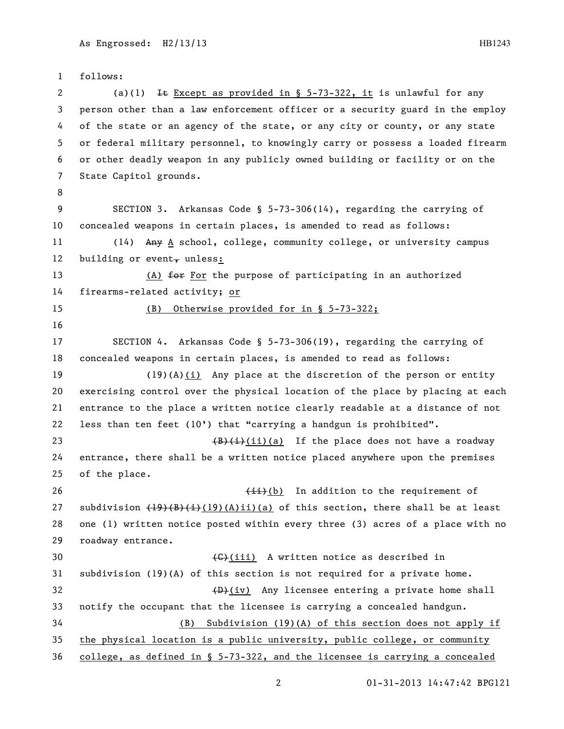follows:

(a)(1) ~~It~~ Except as provided in § 5-73-322, it is unlawful for any person other than a law enforcement officer or a security guard in the employ of the state or an agency of the state, or any city or county, or any state or federal military personnel, to knowingly carry or possess a loaded firearm or other deadly weapon in any publicly owned building or facility or on the State Capitol grounds.

SECTION 3. Arkansas Code § 5-73-306(14), regarding the carrying of concealed weapons in certain places, is amended to read as follows:

(14) ~~Any~~ A school, college, community college, or university campus building or event~~,~~ unless:

(A) ~~for~~ For the purpose of participating in an authorized firearms-related activity; or

(B) Otherwise provided for in § 5-73-322;

SECTION 4. Arkansas Code § 5-73-306(19), regarding the carrying of concealed weapons in certain places, is amended to read as follows:

(19)(A)(i) Any place at the discretion of the person or entity exercising control over the physical location of the place by placing at each entrance to the place a written notice clearly readable at a distance of not less than ten feet (10') that "carrying a handgun is prohibited".

~~(B)(i)~~(ii)(a) If the place does not have a roadway entrance, there shall be a written notice placed anywhere upon the premises of the place.

~~(ii)~~(b) In addition to the requirement of subdivision ~~(19)(B)(i)~~(19)(A)ii)(a) of this section, there shall be at least one (1) written notice posted within every three (3) acres of a place with no roadway entrance.

~~(C)~~(iii) A written notice as described in subdivision (19)(A) of this section is not required for a private home.

~~(D)~~(iv) Any licensee entering a private home shall notify the occupant that the licensee is carrying a concealed handgun.

(B) Subdivision (19)(A) of this section does not apply if the physical location is a public university, public college, or community college, as defined in § 5-73-322, and the licensee is carrying a concealed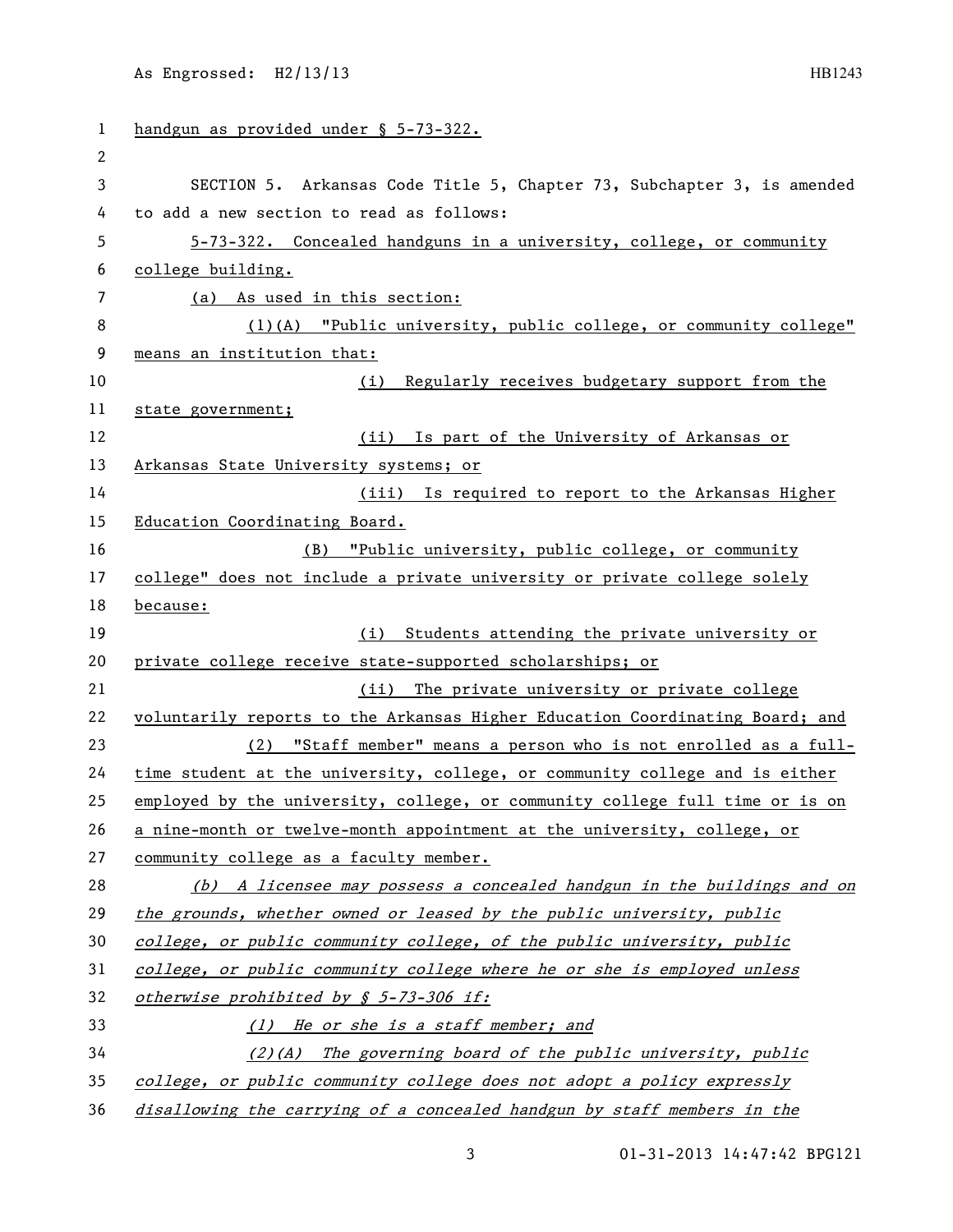handgun as provided under § 5-73-322.

SECTION 5. Arkansas Code Title 5, Chapter 73, Subchapter 3, is amended to add a new section to read as follows:

5-73-322. Concealed handguns in a university, college, or community college building.

(a) As used in this section:

(1)(A) "Public university, public college, or community college" means an institution that:

(i) Regularly receives budgetary support from the state government;

(ii) Is part of the University of Arkansas or Arkansas State University systems; or

(iii) Is required to report to the Arkansas Higher Education Coordinating Board.

(B) "Public university, public college, or community college" does not include a private university or private college solely because:

(i) Students attending the private university or private college receive state-supported scholarships; or

(ii) The private university or private college voluntarily reports to the Arkansas Higher Education Coordinating Board; and

(2) "Staff member" means a person who is not enrolled as a full-time student at the university, college, or community college and is either employed by the university, college, or community college full time or is on a nine-month or twelve-month appointment at the university, college, or community college as a faculty member.

*(b) A licensee may possess a concealed handgun in the buildings and on the grounds, whether owned or leased by the public university, public college, or public community college, of the public university, public college, or public community college where he or she is employed unless otherwise prohibited by § 5-73-306 if:*

*(1) He or she is a staff member; and*

*(2)(A) The governing board of the public university, public college, or public community college does not adopt a policy expressly disallowing the carrying of a concealed handgun by staff members in the*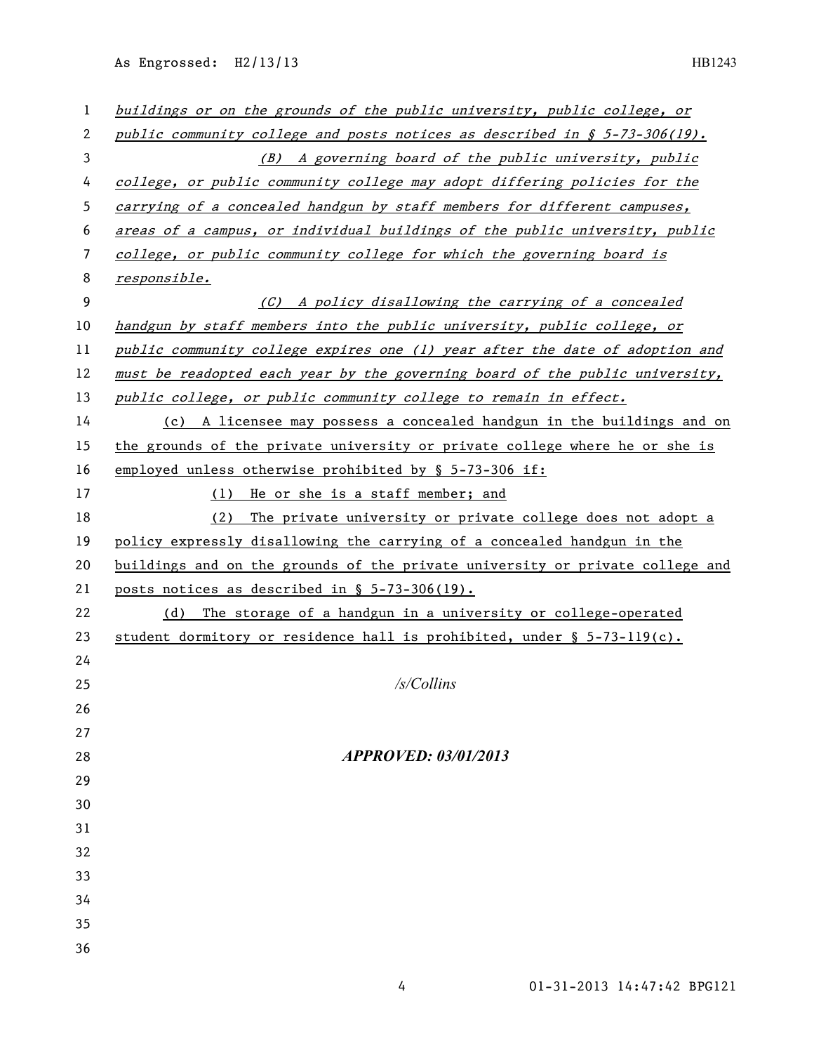*buildings or on the grounds of the public university, public college, or public community college and posts notices as described in § 5-73-306(19).*

*(B) A governing board of the public university, public college, or public community college may adopt differing policies for the carrying of a concealed handgun by staff members for different campuses, areas of a campus, or individual buildings of the public university, public college, or public community college for which the governing board is responsible.*

*(C) A policy disallowing the carrying of a concealed handgun by staff members into the public university, public college, or public community college expires one (1) year after the date of adoption and must be readopted each year by the governing board of the public university, public college, or public community college to remain in effect.*

(c) A licensee may possess a concealed handgun in the buildings and on the grounds of the private university or private college where he or she is employed unless otherwise prohibited by § 5-73-306 if:

(1) He or she is a staff member; and

(2) The private university or private college does not adopt a policy expressly disallowing the carrying of a concealed handgun in the buildings and on the grounds of the private university or private college and posts notices as described in § 5-73-306(19).

(d) The storage of a handgun in a university or college-operated student dormitory or residence hall is prohibited, under § 5-73-119(c).

*/s/Collins*

***APPROVED: 03/01/2013***